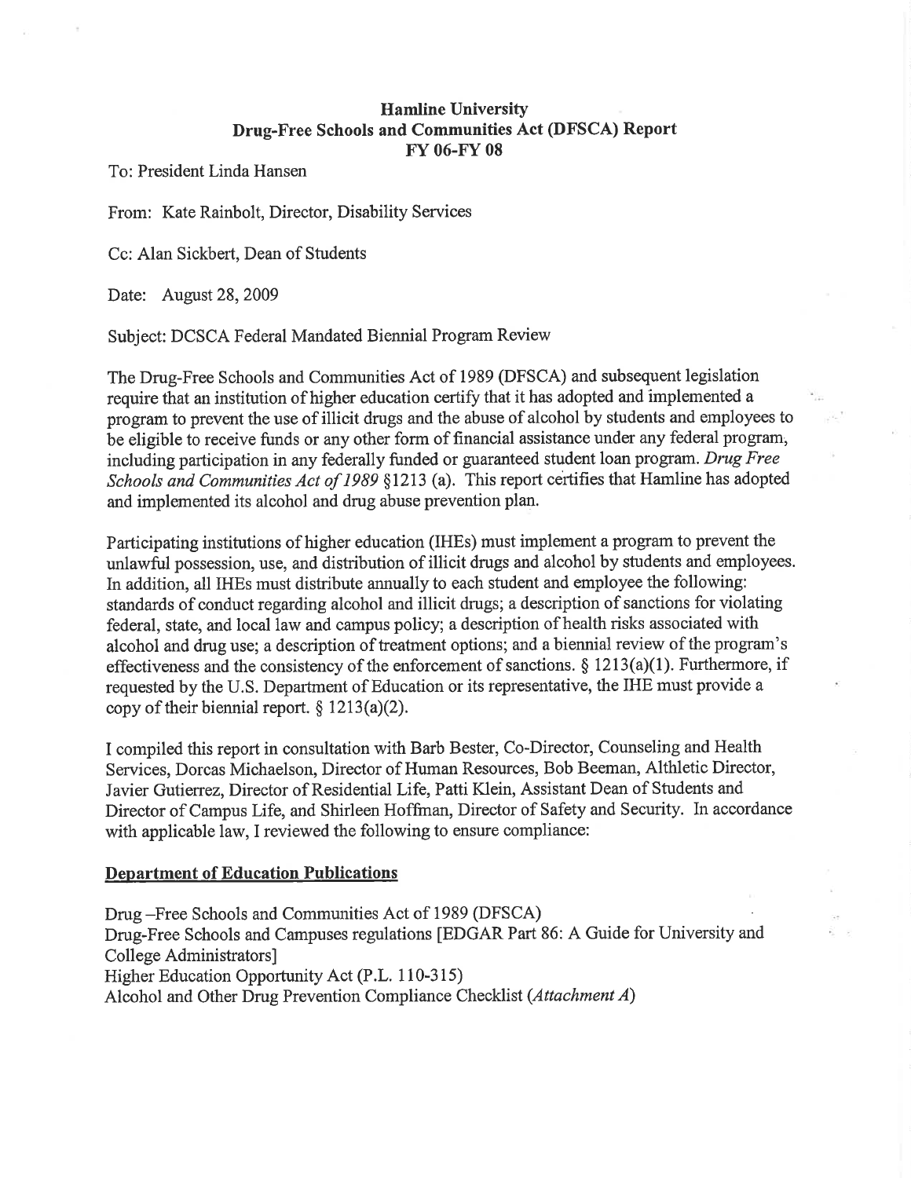**Hamline University**
**Drug-Free Schools and Communities Act (DFSCA) Report**
**FY 06-FY 08**

To: President Linda Hansen

From: Kate Rainbolt, Director, Disability Services

Cc: Alan Sickbert, Dean of Students

Date: August 28, 2009

Subject: DCSCA Federal Mandated Biennial Program Review

The Drug-Free Schools and Communities Act of 1989 (DFSCA) and subsequent legislation require that an institution of higher education certify that it has adopted and implemented a program to prevent the use of illicit drugs and the abuse of alcohol by students and employees to be eligible to receive funds or any other form of financial assistance under any federal program, including participation in any federally funded or guaranteed student loan program. *Drug Free Schools and Communities Act of 1989* §1213 (a). This report certifies that Hamline has adopted and implemented its alcohol and drug abuse prevention plan.

Participating institutions of higher education (IHEs) must implement a program to prevent the unlawful possession, use, and distribution of illicit drugs and alcohol by students and employees. In addition, all IHEs must distribute annually to each student and employee the following: standards of conduct regarding alcohol and illicit drugs; a description of sanctions for violating federal, state, and local law and campus policy; a description of health risks associated with alcohol and drug use; a description of treatment options; and a biennial review of the program's effectiveness and the consistency of the enforcement of sanctions. § 1213(a)(1). Furthermore, if requested by the U.S. Department of Education or its representative, the IHE must provide a copy of their biennial report. § 1213(a)(2).

I compiled this report in consultation with Barb Bester, Co-Director, Counseling and Health Services, Dorcas Michaelson, Director of Human Resources, Bob Beeman, Althletic Director, Javier Gutierrez, Director of Residential Life, Patti Klein, Assistant Dean of Students and Director of Campus Life, and Shirleen Hoffman, Director of Safety and Security. In accordance with applicable law, I reviewed the following to ensure compliance:

**Department of Education Publications**

Drug –Free Schools and Communities Act of 1989 (DFSCA)
Drug-Free Schools and Campuses regulations [EDGAR Part 86: A Guide for University and College Administrators]
Higher Education Opportunity Act (P.L. 110-315)
Alcohol and Other Drug Prevention Compliance Checklist (*Attachment A*)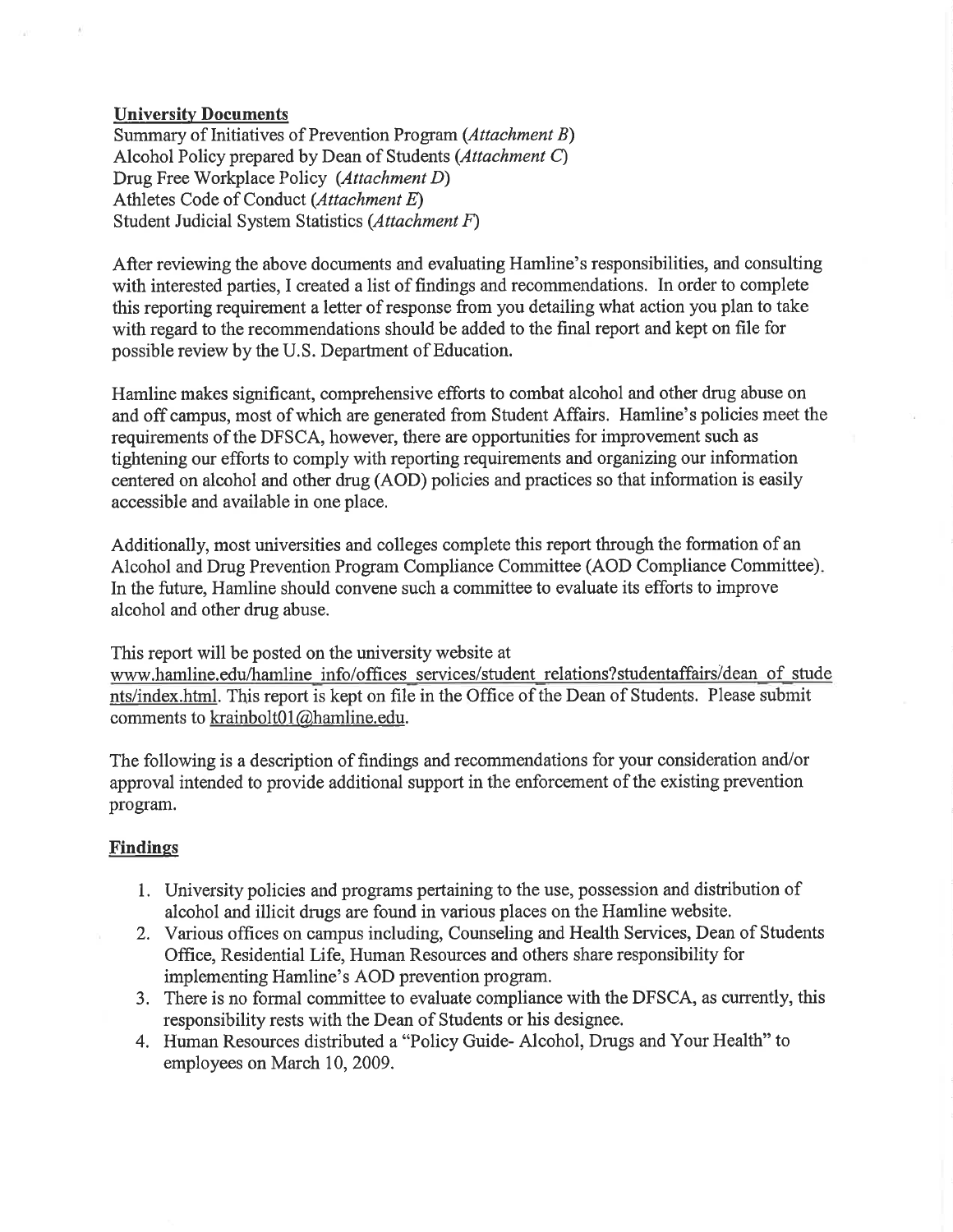**University Documents**

Summary of Initiatives of Prevention Program (*Attachment B*)
Alcohol Policy prepared by Dean of Students (*Attachment C*)
Drug Free Workplace Policy (*Attachment D*)
Athletes Code of Conduct (*Attachment E*)
Student Judicial System Statistics (*Attachment F*)

After reviewing the above documents and evaluating Hamline's responsibilities, and consulting with interested parties, I created a list of findings and recommendations. In order to complete this reporting requirement a letter of response from you detailing what action you plan to take with regard to the recommendations should be added to the final report and kept on file for possible review by the U.S. Department of Education.

Hamline makes significant, comprehensive efforts to combat alcohol and other drug abuse on and off campus, most of which are generated from Student Affairs. Hamline's policies meet the requirements of the DFSCA, however, there are opportunities for improvement such as tightening our efforts to comply with reporting requirements and organizing our information centered on alcohol and other drug (AOD) policies and practices so that information is easily accessible and available in one place.

Additionally, most universities and colleges complete this report through the formation of an Alcohol and Drug Prevention Program Compliance Committee (AOD Compliance Committee). In the future, Hamline should convene such a committee to evaluate its efforts to improve alcohol and other drug abuse.

This report will be posted on the university website at www.hamline.edu/hamline_info/offices_services/student_relations?studentaffairs/dean_of_students/index.html. This report is kept on file in the Office of the Dean of Students. Please submit comments to krainbolt01@hamline.edu.

The following is a description of findings and recommendations for your consideration and/or approval intended to provide additional support in the enforcement of the existing prevention program.

**Findings**

1. University policies and programs pertaining to the use, possession and distribution of alcohol and illicit drugs are found in various places on the Hamline website.
2. Various offices on campus including, Counseling and Health Services, Dean of Students Office, Residential Life, Human Resources and others share responsibility for implementing Hamline's AOD prevention program.
3. There is no formal committee to evaluate compliance with the DFSCA, as currently, this responsibility rests with the Dean of Students or his designee.
4. Human Resources distributed a "Policy Guide- Alcohol, Drugs and Your Health" to employees on March 10, 2009.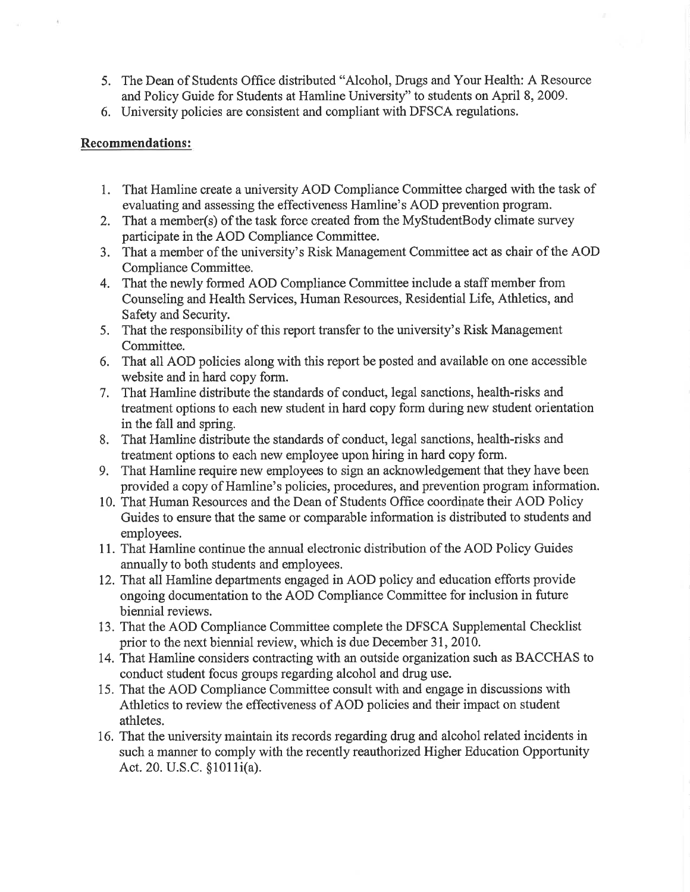5. The Dean of Students Office distributed "Alcohol, Drugs and Your Health: A Resource and Policy Guide for Students at Hamline University" to students on April 8, 2009.
6. University policies are consistent and compliant with DFSCA regulations.

**Recommendations:**

1. That Hamline create a university AOD Compliance Committee charged with the task of evaluating and assessing the effectiveness Hamline's AOD prevention program.
2. That a member(s) of the task force created from the MyStudentBody climate survey participate in the AOD Compliance Committee.
3. That a member of the university's Risk Management Committee act as chair of the AOD Compliance Committee.
4. That the newly formed AOD Compliance Committee include a staff member from Counseling and Health Services, Human Resources, Residential Life, Athletics, and Safety and Security.
5. That the responsibility of this report transfer to the university's Risk Management Committee.
6. That all AOD policies along with this report be posted and available on one accessible website and in hard copy form.
7. That Hamline distribute the standards of conduct, legal sanctions, health-risks and treatment options to each new student in hard copy form during new student orientation in the fall and spring.
8. That Hamline distribute the standards of conduct, legal sanctions, health-risks and treatment options to each new employee upon hiring in hard copy form.
9. That Hamline require new employees to sign an acknowledgement that they have been provided a copy of Hamline's policies, procedures, and prevention program information.
10. That Human Resources and the Dean of Students Office coordinate their AOD Policy Guides to ensure that the same or comparable information is distributed to students and employees.
11. That Hamline continue the annual electronic distribution of the AOD Policy Guides annually to both students and employees.
12. That all Hamline departments engaged in AOD policy and education efforts provide ongoing documentation to the AOD Compliance Committee for inclusion in future biennial reviews.
13. That the AOD Compliance Committee complete the DFSCA Supplemental Checklist prior to the next biennial review, which is due December 31, 2010.
14. That Hamline considers contracting with an outside organization such as BACCHAS to conduct student focus groups regarding alcohol and drug use.
15. That the AOD Compliance Committee consult with and engage in discussions with Athletics to review the effectiveness of AOD policies and their impact on student athletes.
16. That the university maintain its records regarding drug and alcohol related incidents in such a manner to comply with the recently reauthorized Higher Education Opportunity Act. 20. U.S.C. §1011i(a).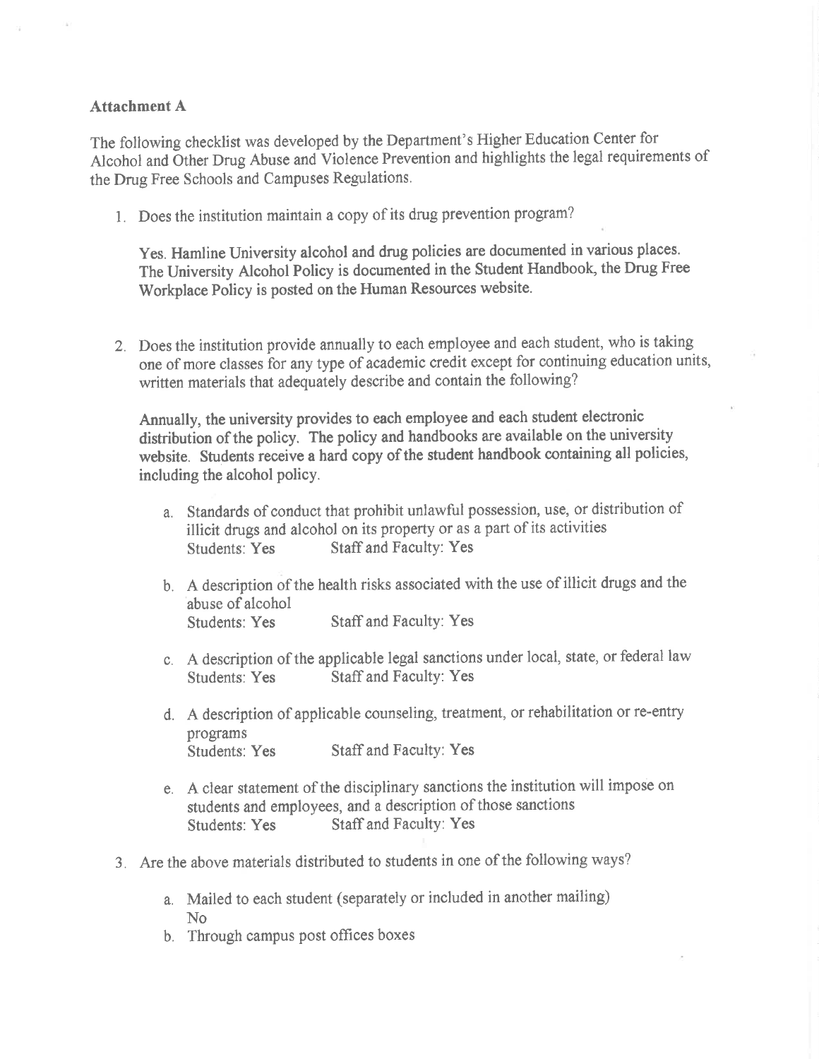**Attachment A**

The following checklist was developed by the Department's Higher Education Center for Alcohol and Other Drug Abuse and Violence Prevention and highlights the legal requirements of the Drug Free Schools and Campuses Regulations.

1. Does the institution maintain a copy of its drug prevention program?

   **Yes. Hamline University alcohol and drug policies are documented in various places. The University Alcohol Policy is documented in the Student Handbook, the Drug Free Workplace Policy is posted on the Human Resources website.**

2. Does the institution provide annually to each employee and each student, who is taking one of more classes for any type of academic credit except for continuing education units, written materials that adequately describe and contain the following?

   **Annually, the university provides to each employee and each student electronic distribution of the policy. The policy and handbooks are available on the university website. Students receive a hard copy of the student handbook containing all policies, including the alcohol policy.**

   a. Standards of conduct that prohibit unlawful possession, use, or distribution of illicit drugs and alcohol on its property or as a part of its activities
      Students: **Yes** Staff and Faculty: **Yes**

   b. A description of the health risks associated with the use of illicit drugs and the abuse of alcohol
      Students: **Yes** Staff and Faculty: **Yes**

   c. A description of the applicable legal sanctions under local, state, or federal law
      Students: **Yes** Staff and Faculty: **Yes**

   d. A description of applicable counseling, treatment, or rehabilitation or re-entry programs
      Students: **Yes** Staff and Faculty: **Yes**

   e. A clear statement of the disciplinary sanctions the institution will impose on students and employees, and a description of those sanctions
      Students: **Yes** Staff and Faculty: **Yes**

3. Are the above materials distributed to students in one of the following ways?

   a. Mailed to each student (separately or included in another mailing)
      No
   b. Through campus post offices boxes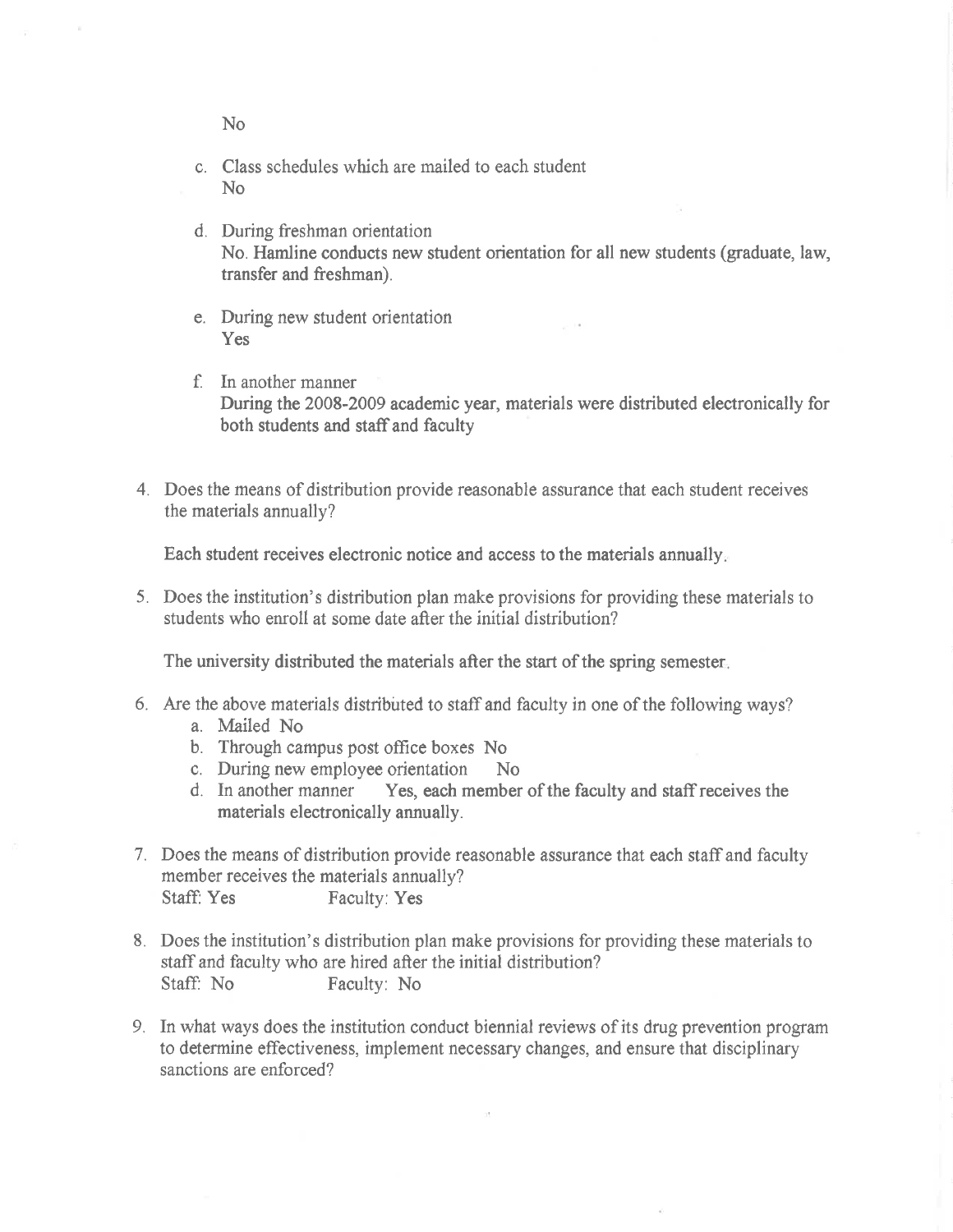No

c. Class schedules which are mailed to each student
   No

d. During freshman orientation
   No. Hamline conducts new student orientation for all new students (graduate, law, transfer and freshman).

e. During new student orientation
   Yes

f. In another manner
   During the 2008-2009 academic year, materials were distributed electronically for both students and staff and faculty

4. Does the means of distribution provide reasonable assurance that each student receives the materials annually?

   Each student receives electronic notice and access to the materials annually.

5. Does the institution's distribution plan make provisions for providing these materials to students who enroll at some date after the initial distribution?

   The university distributed the materials after the start of the spring semester.

6. Are the above materials distributed to staff and faculty in one of the following ways?
   a. Mailed No
   b. Through campus post office boxes No
   c. During new employee orientation No
   d. In another manner Yes, each member of the faculty and staff receives the materials electronically annually.

7. Does the means of distribution provide reasonable assurance that each staff and faculty member receives the materials annually?
   Staff: Yes Faculty: Yes

8. Does the institution's distribution plan make provisions for providing these materials to staff and faculty who are hired after the initial distribution?
   Staff: No Faculty: No

9. In what ways does the institution conduct biennial reviews of its drug prevention program to determine effectiveness, implement necessary changes, and ensure that disciplinary sanctions are enforced?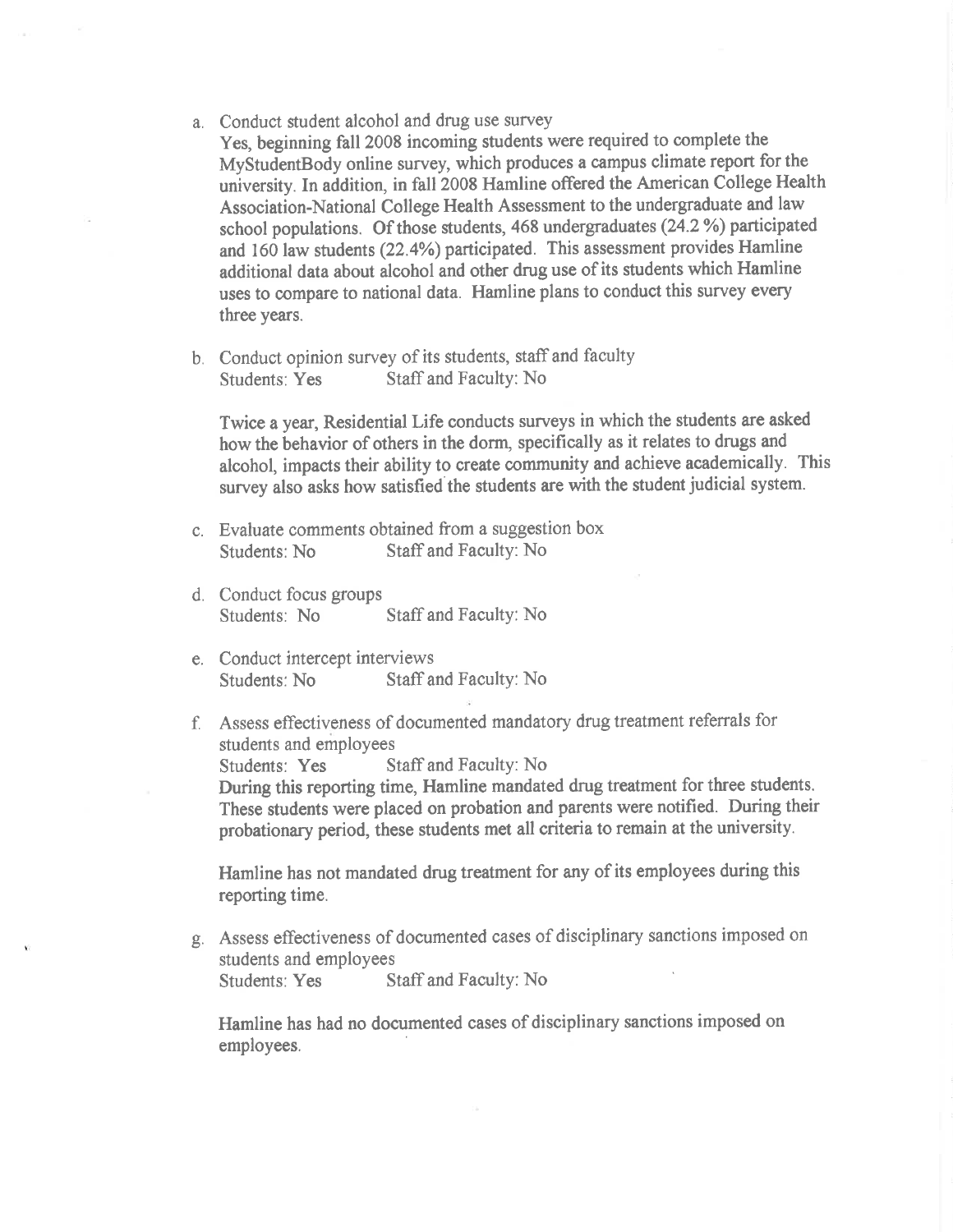a. Conduct student alcohol and drug use survey
   Yes, beginning fall 2008 incoming students were required to complete the MyStudentBody online survey, which produces a campus climate report for the university. In addition, in fall 2008 Hamline offered the American College Health Association-National College Health Assessment to the undergraduate and law school populations. Of those students, 468 undergraduates (24.2 %) participated and 160 law students (22.4%) participated. This assessment provides Hamline additional data about alcohol and other drug use of its students which Hamline uses to compare to national data. Hamline plans to conduct this survey every three years.

b. Conduct opinion survey of its students, staff and faculty
   Students: Yes Staff and Faculty: No

   Twice a year, Residential Life conducts surveys in which the students are asked how the behavior of others in the dorm, specifically as it relates to drugs and alcohol, impacts their ability to create community and achieve academically. This survey also asks how satisfied the students are with the student judicial system.

c. Evaluate comments obtained from a suggestion box
   Students: No Staff and Faculty: No

d. Conduct focus groups
   Students: No Staff and Faculty: No

e. Conduct intercept interviews
   Students: No Staff and Faculty: No

f. Assess effectiveness of documented mandatory drug treatment referrals for students and employees
   Students: Yes Staff and Faculty: No
   During this reporting time, Hamline mandated drug treatment for three students. These students were placed on probation and parents were notified. During their probationary period, these students met all criteria to remain at the university.

   Hamline has not mandated drug treatment for any of its employees during this reporting time.

g. Assess effectiveness of documented cases of disciplinary sanctions imposed on students and employees
   Students: Yes Staff and Faculty: No

   Hamline has had no documented cases of disciplinary sanctions imposed on employees.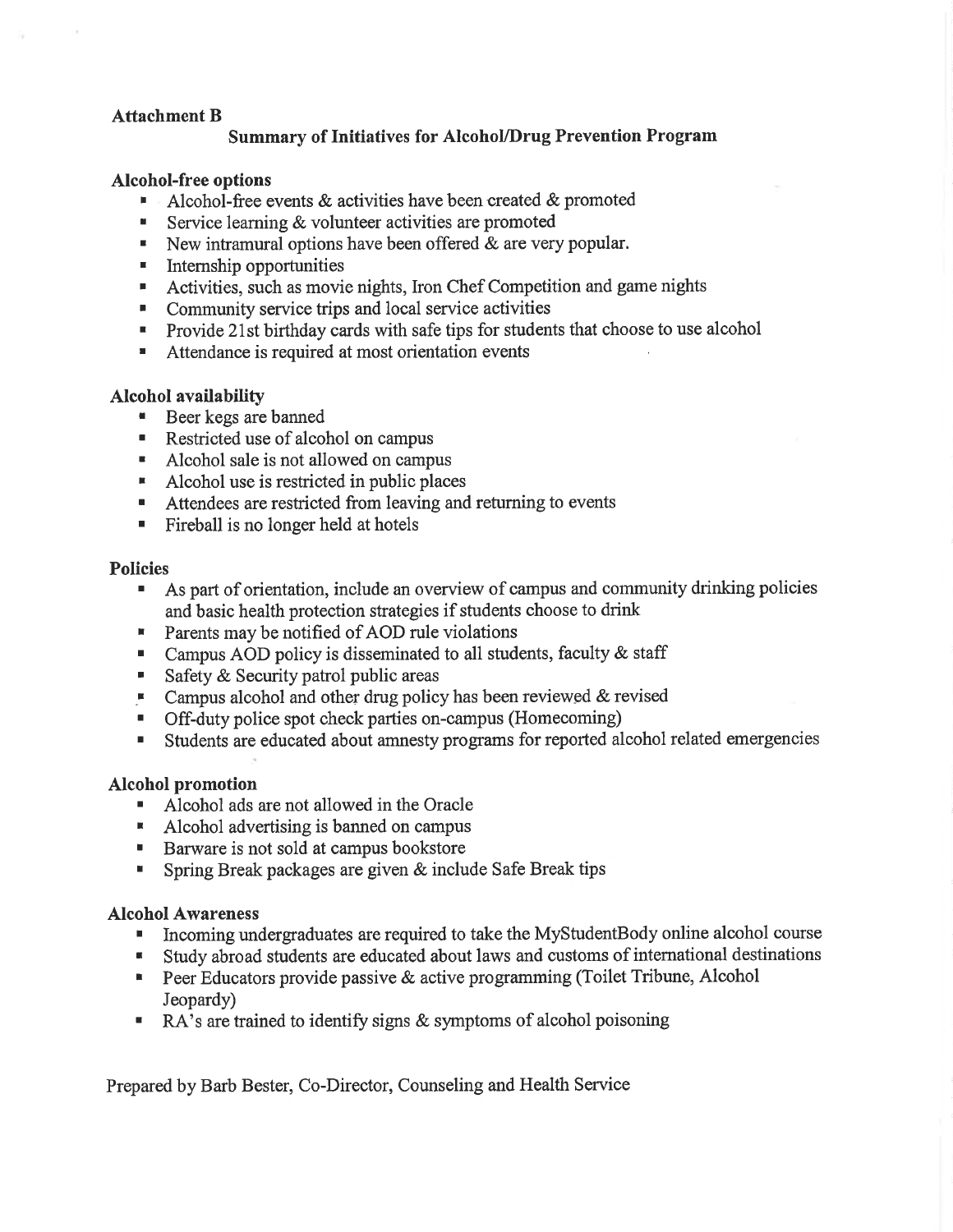**Attachment B**

## Summary of Initiatives for Alcohol/Drug Prevention Program

### Alcohol-free options

- Alcohol-free events & activities have been created & promoted
- Service learning & volunteer activities are promoted
- New intramural options have been offered & are very popular.
- Internship opportunities
- Activities, such as movie nights, Iron Chef Competition and game nights
- Community service trips and local service activities
- Provide 21st birthday cards with safe tips for students that choose to use alcohol
- Attendance is required at most orientation events

### Alcohol availability

- Beer kegs are banned
- Restricted use of alcohol on campus
- Alcohol sale is not allowed on campus
- Alcohol use is restricted in public places
- Attendees are restricted from leaving and returning to events
- Fireball is no longer held at hotels

### Policies

- As part of orientation, include an overview of campus and community drinking policies and basic health protection strategies if students choose to drink
- Parents may be notified of AOD rule violations
- Campus AOD policy is disseminated to all students, faculty & staff
- Safety & Security patrol public areas
- Campus alcohol and other drug policy has been reviewed & revised
- Off-duty police spot check parties on-campus (Homecoming)
- Students are educated about amnesty programs for reported alcohol related emergencies

### Alcohol promotion

- Alcohol ads are not allowed in the Oracle
- Alcohol advertising is banned on campus
- Barware is not sold at campus bookstore
- Spring Break packages are given & include Safe Break tips

### Alcohol Awareness

- Incoming undergraduates are required to take the MyStudentBody online alcohol course
- Study abroad students are educated about laws and customs of international destinations
- Peer Educators provide passive & active programming (Toilet Tribune, Alcohol Jeopardy)
- RA's are trained to identify signs & symptoms of alcohol poisoning

Prepared by Barb Bester, Co-Director, Counseling and Health Service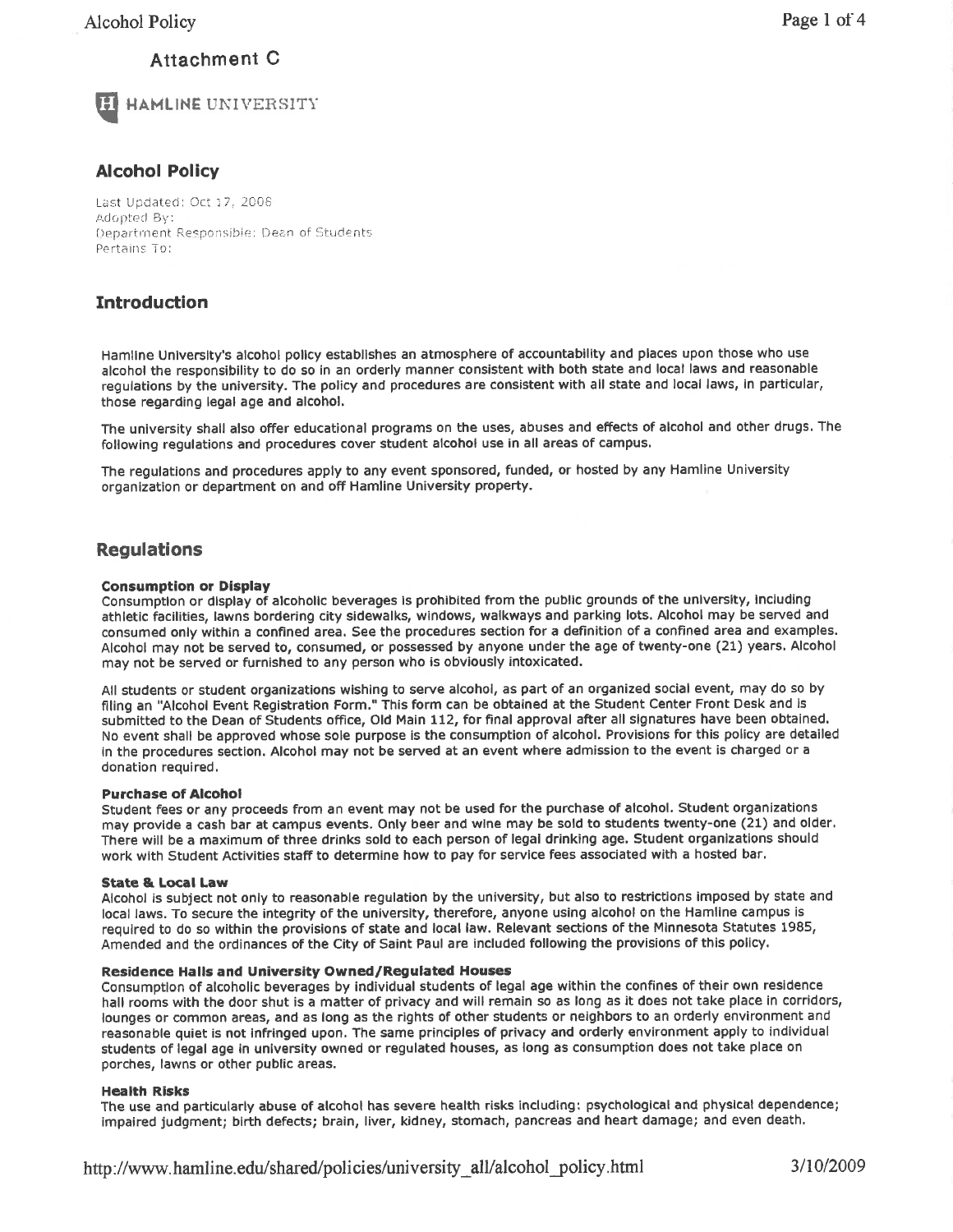Attachment C

HAMLINE UNIVERSITY

## Alcohol Policy

Last Updated: Oct 17, 2008
Adopted By:
Department Responsible: Dean of Students
Pertains To:

## Introduction

Hamline University's alcohol policy establishes an atmosphere of accountability and places upon those who use alcohol the responsibility to do so in an orderly manner consistent with both state and local laws and reasonable regulations by the university. The policy and procedures are consistent with all state and local laws, in particular, those regarding legal age and alcohol.

The university shall also offer educational programs on the uses, abuses and effects of alcohol and other drugs. The following regulations and procedures cover student alcohol use in all areas of campus.

The regulations and procedures apply to any event sponsored, funded, or hosted by any Hamline University organization or department on and off Hamline University property.

## Regulations

### Consumption or Display

Consumption or display of alcoholic beverages is prohibited from the public grounds of the university, including athletic facilities, lawns bordering city sidewalks, windows, walkways and parking lots. Alcohol may be served and consumed only within a confined area. See the procedures section for a definition of a confined area and examples. Alcohol may not be served to, consumed, or possessed by anyone under the age of twenty-one (21) years. Alcohol may not be served or furnished to any person who is obviously intoxicated.

All students or student organizations wishing to serve alcohol, as part of an organized social event, may do so by filing an "Alcohol Event Registration Form." This form can be obtained at the Student Center Front Desk and is submitted to the Dean of Students office, Old Main 112, for final approval after all signatures have been obtained. No event shall be approved whose sole purpose is the consumption of alcohol. Provisions for this policy are detailed in the procedures section. Alcohol may not be served at an event where admission to the event is charged or a donation required.

### Purchase of Alcohol

Student fees or any proceeds from an event may not be used for the purchase of alcohol. Student organizations may provide a cash bar at campus events. Only beer and wine may be sold to students twenty-one (21) and older. There will be a maximum of three drinks sold to each person of legal drinking age. Student organizations should work with Student Activities staff to determine how to pay for service fees associated with a hosted bar.

### State & Local Law

Alcohol is subject not only to reasonable regulation by the university, but also to restrictions imposed by state and local laws. To secure the integrity of the university, therefore, anyone using alcohol on the Hamline campus is required to do so within the provisions of state and local law. Relevant sections of the Minnesota Statutes 1985, Amended and the ordinances of the City of Saint Paul are included following the provisions of this policy.

### Residence Halls and University Owned/Regulated Houses

Consumption of alcoholic beverages by individual students of legal age within the confines of their own residence hall rooms with the door shut is a matter of privacy and will remain so as long as it does not take place in corridors, lounges or common areas, and as long as the rights of other students or neighbors to an orderly environment and reasonable quiet is not infringed upon. The same principles of privacy and orderly environment apply to individual students of legal age in university owned or regulated houses, as long as consumption does not take place on porches, lawns or other public areas.

### Health Risks

The use and particularly abuse of alcohol has severe health risks including: psychological and physical dependence; impaired judgment; birth defects; brain, liver, kidney, stomach, pancreas and heart damage; and even death.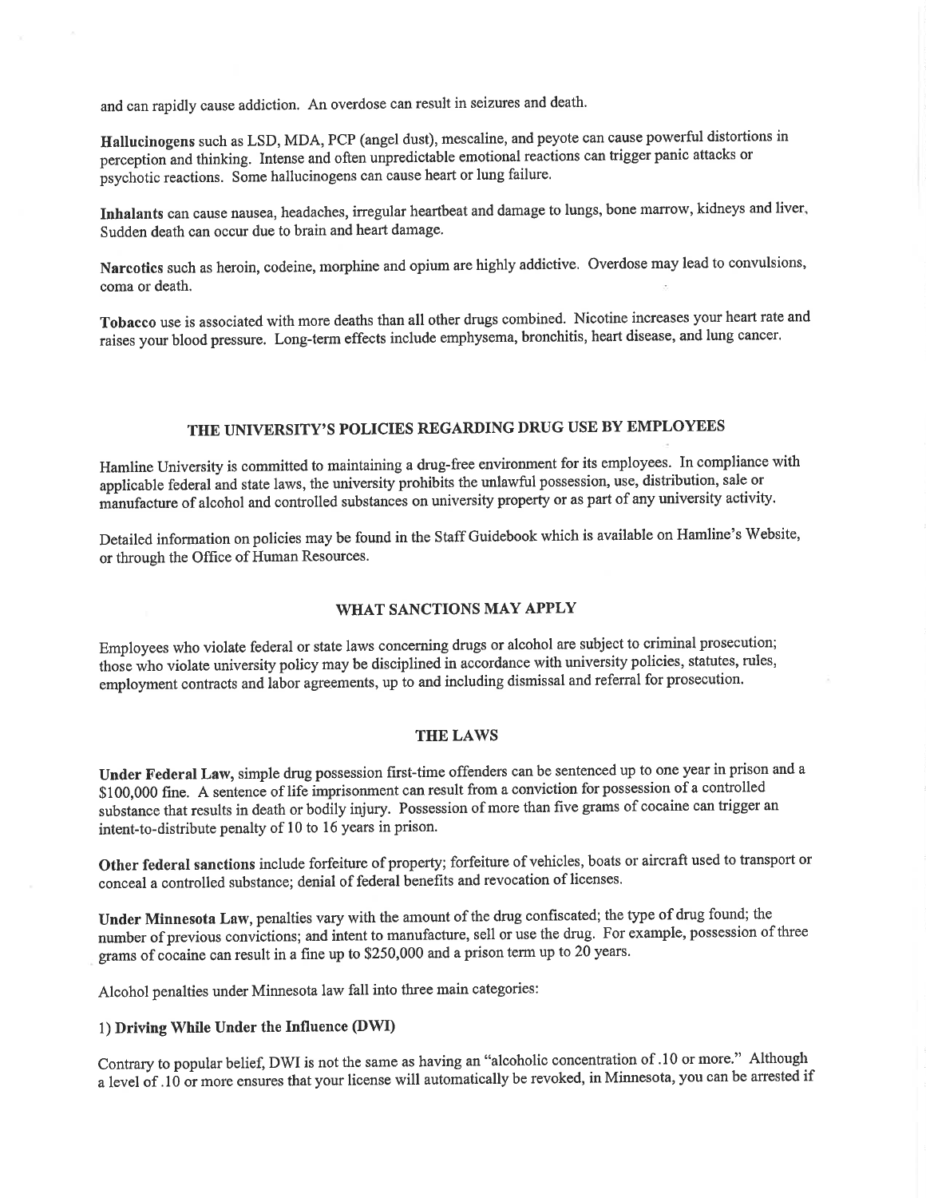and can rapidly cause addiction. An overdose can result in seizures and death.

**Hallucinogens** such as LSD, MDA, PCP (angel dust), mescaline, and peyote can cause powerful distortions in perception and thinking. Intense and often unpredictable emotional reactions can trigger panic attacks or psychotic reactions. Some hallucinogens can cause heart or lung failure.

**Inhalants** can cause nausea, headaches, irregular heartbeat and damage to lungs, bone marrow, kidneys and liver. Sudden death can occur due to brain and heart damage.

**Narcotics** such as heroin, codeine, morphine and opium are highly addictive. Overdose may lead to convulsions, coma or death.

**Tobacco** use is associated with more deaths than all other drugs combined. Nicotine increases your heart rate and raises your blood pressure. Long-term effects include emphysema, bronchitis, heart disease, and lung cancer.

## THE UNIVERSITY'S POLICIES REGARDING DRUG USE BY EMPLOYEES

Hamline University is committed to maintaining a drug-free environment for its employees. In compliance with applicable federal and state laws, the university prohibits the unlawful possession, use, distribution, sale or manufacture of alcohol and controlled substances on university property or as part of any university activity.

Detailed information on policies may be found in the Staff Guidebook which is available on Hamline's Website, or through the Office of Human Resources.

## WHAT SANCTIONS MAY APPLY

Employees who violate federal or state laws concerning drugs or alcohol are subject to criminal prosecution; those who violate university policy may be disciplined in accordance with university policies, statutes, rules, employment contracts and labor agreements, up to and including dismissal and referral for prosecution.

## THE LAWS

**Under Federal Law,** simple drug possession first-time offenders can be sentenced up to one year in prison and a $100,000 fine. A sentence of life imprisonment can result from a conviction for possession of a controlled substance that results in death or bodily injury. Possession of more than five grams of cocaine can trigger an intent-to-distribute penalty of 10 to 16 years in prison.

**Other federal sanctions** include forfeiture of property; forfeiture of vehicles, boats or aircraft used to transport or conceal a controlled substance; denial of federal benefits and revocation of licenses.

**Under Minnesota Law,** penalties vary with the amount of the drug confiscated; the type of drug found; the number of previous convictions; and intent to manufacture, sell or use the drug. For example, possession of three grams of cocaine can result in a fine up to $250,000 and a prison term up to 20 years.

Alcohol penalties under Minnesota law fall into three main categories:

1) **Driving While Under the Influence (DWI)**

Contrary to popular belief, DWI is not the same as having an "alcoholic concentration of .10 or more." Although a level of .10 or more ensures that your license will automatically be revoked, in Minnesota, you can be arrested if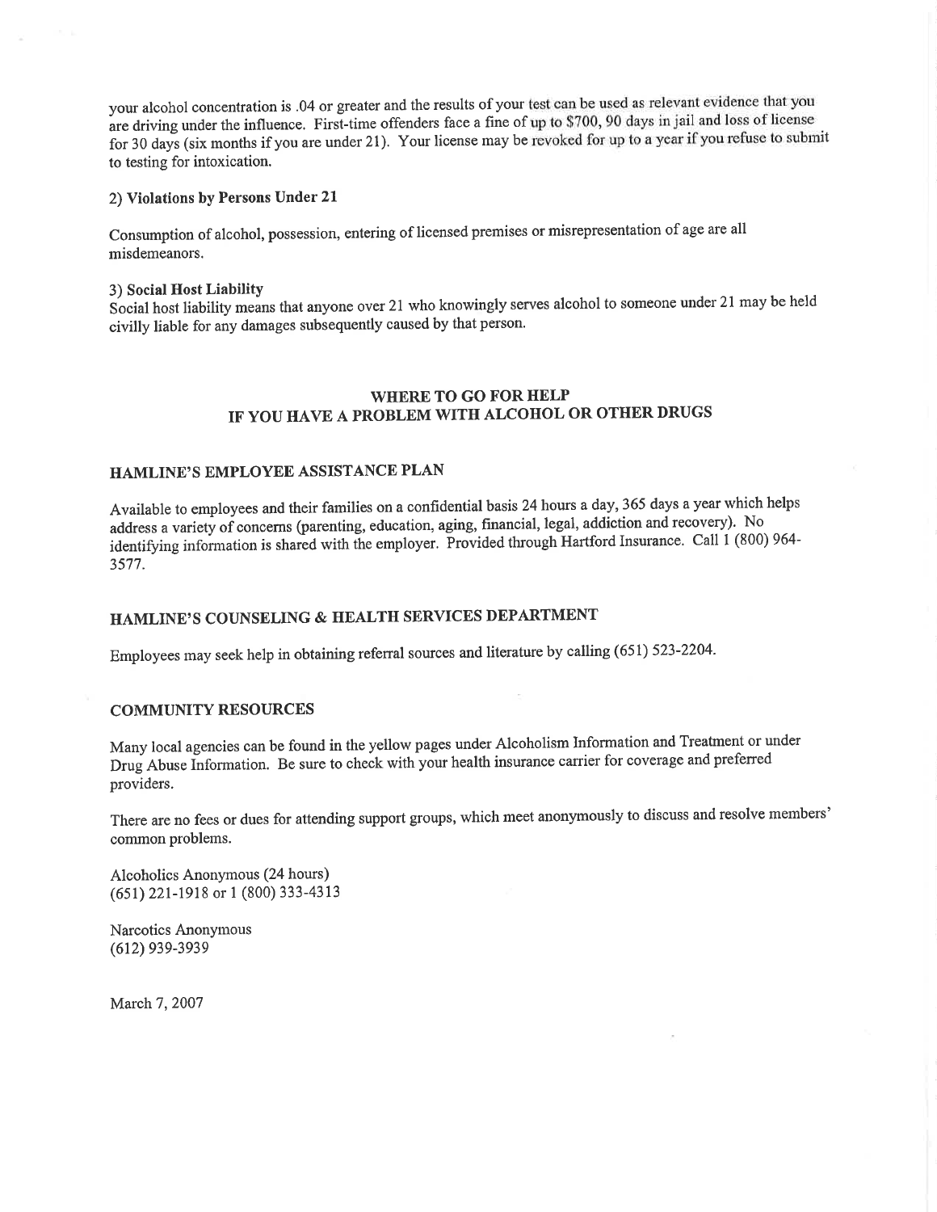your alcohol concentration is .04 or greater and the results of your test can be used as relevant evidence that you are driving under the influence. First-time offenders face a fine of up to $700, 90 days in jail and loss of license for 30 days (six months if you are under 21). Your license may be revoked for up to a year if you refuse to submit to testing for intoxication.

2) **Violations by Persons Under 21**

Consumption of alcohol, possession, entering of licensed premises or misrepresentation of age are all misdemeanors.

3) **Social Host Liability**
Social host liability means that anyone over 21 who knowingly serves alcohol to someone under 21 may be held civilly liable for any damages subsequently caused by that person.

## WHERE TO GO FOR HELP IF YOU HAVE A PROBLEM WITH ALCOHOL OR OTHER DRUGS

### HAMLINE'S EMPLOYEE ASSISTANCE PLAN

Available to employees and their families on a confidential basis 24 hours a day, 365 days a year which helps address a variety of concerns (parenting, education, aging, financial, legal, addiction and recovery). No identifying information is shared with the employer. Provided through Hartford Insurance. Call 1 (800) 964-3577.

### HAMLINE'S COUNSELING & HEALTH SERVICES DEPARTMENT

Employees may seek help in obtaining referral sources and literature by calling (651) 523-2204.

### COMMUNITY RESOURCES

Many local agencies can be found in the yellow pages under Alcoholism Information and Treatment or under Drug Abuse Information. Be sure to check with your health insurance carrier for coverage and preferred providers.

There are no fees or dues for attending support groups, which meet anonymously to discuss and resolve members' common problems.

Alcoholics Anonymous (24 hours)
(651) 221-1918 or 1 (800) 333-4313

Narcotics Anonymous
(612) 939-3939

March 7, 2007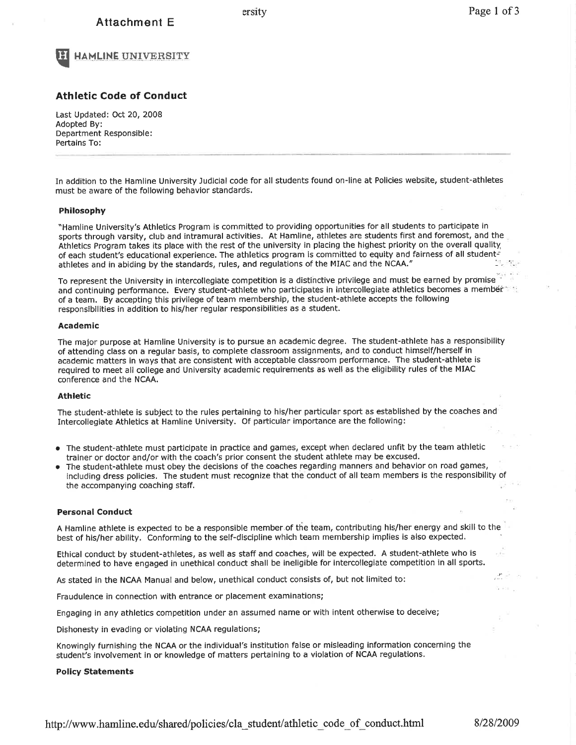Attachment E

HAMLINE UNIVERSITY

## Athletic Code of Conduct

Last Updated: Oct 20, 2008
Adopted By:
Department Responsible:
Pertains To:

---

In addition to the Hamline University Judicial code for all students found on-line at Policies website, student-athletes must be aware of the following behavior standards.

### Philosophy

"Hamline University's Athletics Program is committed to providing opportunities for all students to participate in sports through varsity, club and intramural activities. At Hamline, athletes are students first and foremost, and the Athletics Program takes its place with the rest of the university in placing the highest priority on the overall quality of each student's educational experience. The athletics program is committed to equity and fairness of all student-athletes and in abiding by the standards, rules, and regulations of the MIAC and the NCAA."

To represent the University in intercollegiate competition is a distinctive privilege and must be earned by promise and continuing performance. Every student-athlete who participates in intercollegiate athletics becomes a member of a team. By accepting this privilege of team membership, the student-athlete accepts the following responsibilities in addition to his/her regular responsibilities as a student.

### Academic

The major purpose at Hamline University is to pursue an academic degree. The student-athlete has a responsibility of attending class on a regular basis, to complete classroom assignments, and to conduct himself/herself in academic matters in ways that are consistent with acceptable classroom performance. The student-athlete is required to meet all college and University academic requirements as well as the eligibility rules of the MIAC conference and the NCAA.

### Athletic

The student-athlete is subject to the rules pertaining to his/her particular sport as established by the coaches and Intercollegiate Athletics at Hamline University. Of particular importance are the following:

- The student-athlete must participate in practice and games, except when declared unfit by the team athletic trainer or doctor and/or with the coach's prior consent the student athlete may be excused.
- The student-athlete must obey the decisions of the coaches regarding manners and behavior on road games, including dress policies. The student must recognize that the conduct of all team members is the responsibility of the accompanying coaching staff.

### Personal Conduct

A Hamline athlete is expected to be a responsible member of the team, contributing his/her energy and skill to the best of his/her ability. Conforming to the self-discipline which team membership implies is also expected.

Ethical conduct by student-athletes, as well as staff and coaches, will be expected. A student-athlete who is determined to have engaged in unethical conduct shall be ineligible for intercollegiate competition in all sports.

As stated in the NCAA Manual and below, unethical conduct consists of, but not limited to:

Fraudulence in connection with entrance or placement examinations;

Engaging in any athletics competition under an assumed name or with intent otherwise to deceive;

Dishonesty in evading or violating NCAA regulations;

Knowingly furnishing the NCAA or the individual's institution false or misleading information concerning the student's involvement in or knowledge of matters pertaining to a violation of NCAA regulations.

### Policy Statements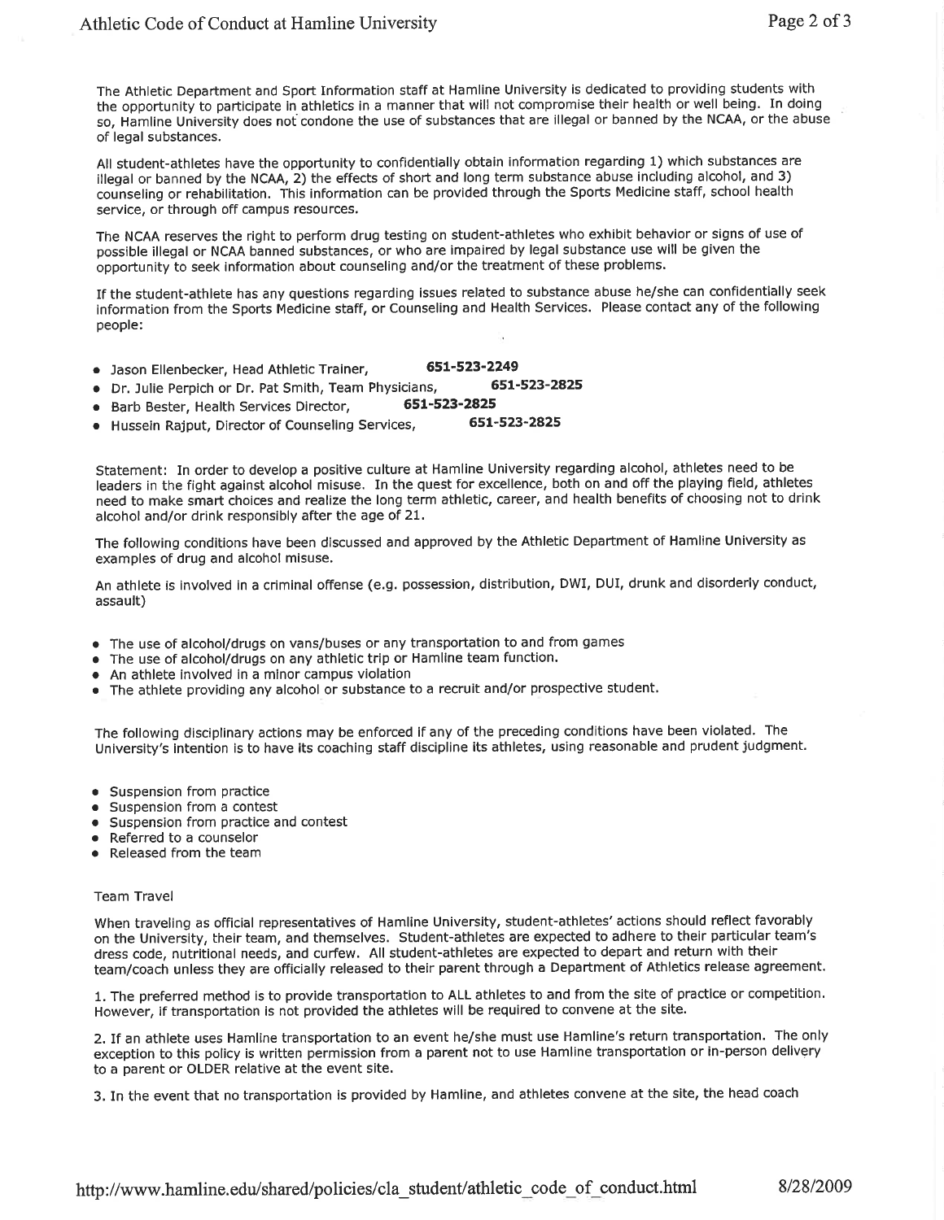The Athletic Department and Sport Information staff at Hamline University is dedicated to providing students with the opportunity to participate in athletics in a manner that will not compromise their health or well being. In doing so, Hamline University does not condone the use of substances that are illegal or banned by the NCAA, or the abuse of legal substances.

All student-athletes have the opportunity to confidentially obtain information regarding 1) which substances are illegal or banned by the NCAA, 2) the effects of short and long term substance abuse including alcohol, and 3) counseling or rehabilitation. This information can be provided through the Sports Medicine staff, school health service, or through off campus resources.

The NCAA reserves the right to perform drug testing on student-athletes who exhibit behavior or signs of use of possible illegal or NCAA banned substances, or who are impaired by legal substance use will be given the opportunity to seek information about counseling and/or the treatment of these problems.

If the student-athlete has any questions regarding issues related to substance abuse he/she can confidentially seek information from the Sports Medicine staff, or Counseling and Health Services. Please contact any of the following people:

- Jason Ellenbecker, Head Athletic Trainer, **651-523-2249**
- Dr. Julie Perpich or Dr. Pat Smith, Team Physicians, **651-523-2825**
- Barb Bester, Health Services Director, **651-523-2825**
- Hussein Rajput, Director of Counseling Services, **651-523-2825**

Statement: In order to develop a positive culture at Hamline University regarding alcohol, athletes need to be leaders in the fight against alcohol misuse. In the quest for excellence, both on and off the playing field, athletes need to make smart choices and realize the long term athletic, career, and health benefits of choosing not to drink alcohol and/or drink responsibly after the age of 21.

The following conditions have been discussed and approved by the Athletic Department of Hamline University as examples of drug and alcohol misuse.

An athlete is involved in a criminal offense (e.g. possession, distribution, DWI, DUI, drunk and disorderly conduct, assault)

- The use of alcohol/drugs on vans/buses or any transportation to and from games
- The use of alcohol/drugs on any athletic trip or Hamline team function.
- An athlete involved in a minor campus violation
- The athlete providing any alcohol or substance to a recruit and/or prospective student.

The following disciplinary actions may be enforced if any of the preceding conditions have been violated. The University's intention is to have its coaching staff discipline its athletes, using reasonable and prudent judgment.

- Suspension from practice
- Suspension from a contest
- Suspension from practice and contest
- Referred to a counselor
- Released from the team

Team Travel

When traveling as official representatives of Hamline University, student-athletes' actions should reflect favorably on the University, their team, and themselves. Student-athletes are expected to adhere to their particular team's dress code, nutritional needs, and curfew. All student-athletes are expected to depart and return with their team/coach unless they are officially released to their parent through a Department of Athletics release agreement.

1. The preferred method is to provide transportation to ALL athletes to and from the site of practice or competition. However, if transportation is not provided the athletes will be required to convene at the site.

2. If an athlete uses Hamline transportation to an event he/she must use Hamline's return transportation. The only exception to this policy is written permission from a parent not to use Hamline transportation or in-person delivery to a parent or OLDER relative at the event site.

3. In the event that no transportation is provided by Hamline, and athletes convene at the site, the head coach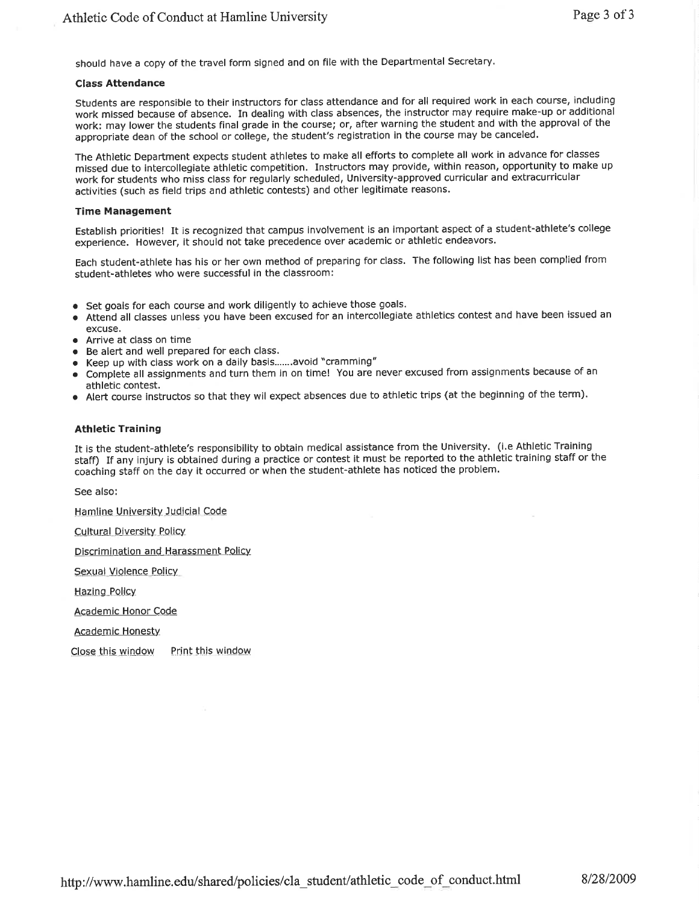should have a copy of the travel form signed and on file with the Departmental Secretary.

**Class Attendance**

Students are responsible to their instructors for class attendance and for all required work in each course, including work missed because of absence. In dealing with class absences, the instructor may require make-up or additional work: may lower the students final grade in the course; or, after warning the student and with the approval of the appropriate dean of the school or college, the student's registration in the course may be canceled.

The Athletic Department expects student athletes to make all efforts to complete all work in advance for classes missed due to intercollegiate athletic competition. Instructors may provide, within reason, opportunity to make up work for students who miss class for regularly scheduled, University-approved curricular and extracurricular activities (such as field trips and athletic contests) and other legitimate reasons.

**Time Management**

Establish priorities! It is recognized that campus involvement is an important aspect of a student-athlete's college experience. However, it should not take precedence over academic or athletic endeavors.

Each student-athlete has his or her own method of preparing for class. The following list has been complied from student-athletes who were successful in the classroom:

- Set goals for each course and work diligently to achieve those goals.
- Attend all classes unless you have been excused for an intercollegiate athletics contest and have been issued an excuse.
- Arrive at class on time
- Be alert and well prepared for each class.
- Keep up with class work on a daily basis.......avoid "cramming"
- Complete all assignments and turn them in on time! You are never excused from assignments because of an athletic contest.
- Alert course instructos so that they wil expect absences due to athletic trips (at the beginning of the term).

**Athletic Training**

It is the student-athlete's responsibility to obtain medical assistance from the University. (i.e Athletic Training staff) If any injury is obtained during a practice or contest it must be reported to the athletic training staff or the coaching staff on the day it occurred or when the student-athlete has noticed the problem.

See also:

Hamline University Judicial Code

Cultural Diversity Policy

Discrimination and Harassment Policy

Sexual Violence Policy

Hazing Policy

Academic Honor Code

Academic Honesty

Close this window Print this window